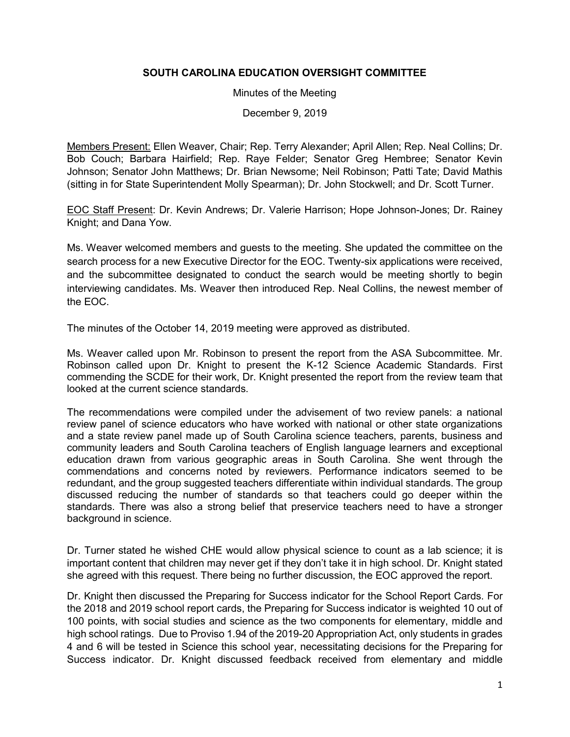# SOUTH CAROLINA EDUCATION OVERSIGHT COMMITTEE

Minutes of the Meeting

December 9, 2019

Members Present: Ellen Weaver, Chair; Rep. Terry Alexander; April Allen; Rep. Neal Collins; Dr. Bob Couch; Barbara Hairfield; Rep. Raye Felder; Senator Greg Hembree; Senator Kevin Johnson; Senator John Matthews; Dr. Brian Newsome; Neil Robinson; Patti Tate; David Mathis (sitting in for State Superintendent Molly Spearman); Dr. John Stockwell; and Dr. Scott Turner.

EOC Staff Present: Dr. Kevin Andrews; Dr. Valerie Harrison; Hope Johnson-Jones; Dr. Rainey Knight; and Dana Yow.

Ms. Weaver welcomed members and guests to the meeting. She updated the committee on the search process for a new Executive Director for the EOC. Twenty-six applications were received, and the subcommittee designated to conduct the search would be meeting shortly to begin interviewing candidates. Ms. Weaver then introduced Rep. Neal Collins, the newest member of the EOC.

The minutes of the October 14, 2019 meeting were approved as distributed.

Ms. Weaver called upon Mr. Robinson to present the report from the ASA Subcommittee. Mr. Robinson called upon Dr. Knight to present the K-12 Science Academic Standards. First commending the SCDE for their work, Dr. Knight presented the report from the review team that looked at the current science standards.

The recommendations were compiled under the advisement of two review panels: a national review panel of science educators who have worked with national or other state organizations and a state review panel made up of South Carolina science teachers, parents, business and community leaders and South Carolina teachers of English language learners and exceptional education drawn from various geographic areas in South Carolina. She went through the commendations and concerns noted by reviewers. Performance indicators seemed to be redundant, and the group suggested teachers differentiate within individual standards. The group discussed reducing the number of standards so that teachers could go deeper within the standards. There was also a strong belief that preservice teachers need to have a stronger background in science.

Dr. Turner stated he wished CHE would allow physical science to count as a lab science; it is important content that children may never get if they don't take it in high school. Dr. Knight stated she agreed with this request. There being no further discussion, the EOC approved the report.

Dr. Knight then discussed the Preparing for Success indicator for the School Report Cards. For the 2018 and 2019 school report cards, the Preparing for Success indicator is weighted 10 out of 100 points, with social studies and science as the two components for elementary, middle and high school ratings. Due to Proviso 1.94 of the 2019-20 Appropriation Act, only students in grades 4 and 6 will be tested in Science this school year, necessitating decisions for the Preparing for Success indicator. Dr. Knight discussed feedback received from elementary and middle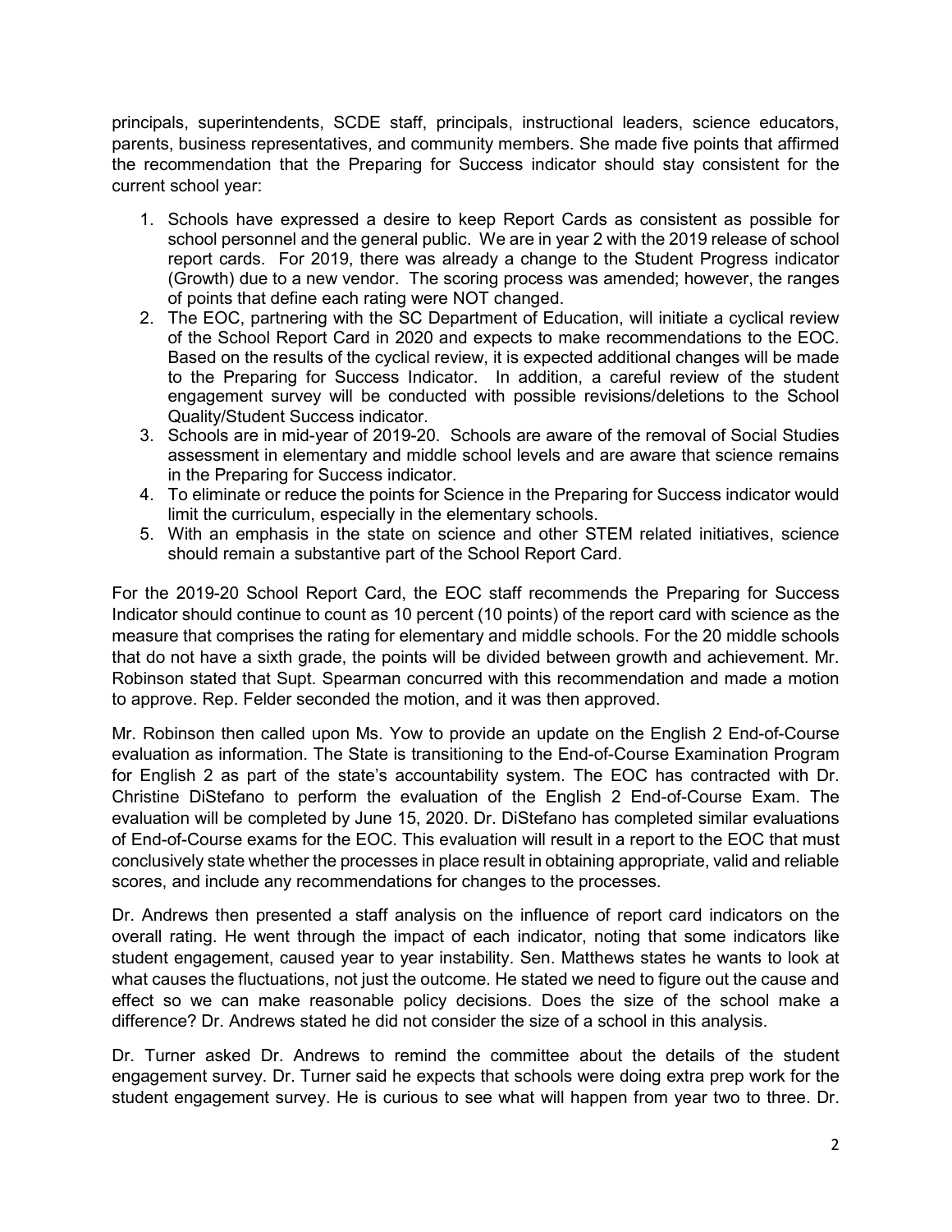principals, superintendents, SCDE staff, principals, instructional leaders, science educators, parents, business representatives, and community members. She made five points that affirmed the recommendation that the Preparing for Success indicator should stay consistent for the current school year:

1. Schools have expressed a desire to keep Report Cards as consistent as possible for school personnel and the general public. We are in year 2 with the 2019 release of school report cards. For 2019, there was already a change to the Student Progress indicator (Growth) due to a new vendor. The scoring process was amended; however, the ranges of points that define each rating were NOT changed.
2. The EOC, partnering with the SC Department of Education, will initiate a cyclical review of the School Report Card in 2020 and expects to make recommendations to the EOC. Based on the results of the cyclical review, it is expected additional changes will be made to the Preparing for Success Indicator. In addition, a careful review of the student engagement survey will be conducted with possible revisions/deletions to the School Quality/Student Success indicator.
3. Schools are in mid-year of 2019-20. Schools are aware of the removal of Social Studies assessment in elementary and middle school levels and are aware that science remains in the Preparing for Success indicator.
4. To eliminate or reduce the points for Science in the Preparing for Success indicator would limit the curriculum, especially in the elementary schools.
5. With an emphasis in the state on science and other STEM related initiatives, science should remain a substantive part of the School Report Card.

For the 2019-20 School Report Card, the EOC staff recommends the Preparing for Success Indicator should continue to count as 10 percent (10 points) of the report card with science as the measure that comprises the rating for elementary and middle schools. For the 20 middle schools that do not have a sixth grade, the points will be divided between growth and achievement. Mr. Robinson stated that Supt. Spearman concurred with this recommendation and made a motion to approve. Rep. Felder seconded the motion, and it was then approved.

Mr. Robinson then called upon Ms. Yow to provide an update on the English 2 End-of-Course evaluation as information. The State is transitioning to the End-of-Course Examination Program for English 2 as part of the state's accountability system. The EOC has contracted with Dr. Christine DiStefano to perform the evaluation of the English 2 End-of-Course Exam. The evaluation will be completed by June 15, 2020. Dr. DiStefano has completed similar evaluations of End-of-Course exams for the EOC. This evaluation will result in a report to the EOC that must conclusively state whether the processes in place result in obtaining appropriate, valid and reliable scores, and include any recommendations for changes to the processes.

Dr. Andrews then presented a staff analysis on the influence of report card indicators on the overall rating. He went through the impact of each indicator, noting that some indicators like student engagement, caused year to year instability. Sen. Matthews states he wants to look at what causes the fluctuations, not just the outcome. He stated we need to figure out the cause and effect so we can make reasonable policy decisions. Does the size of the school make a difference? Dr. Andrews stated he did not consider the size of a school in this analysis.

Dr. Turner asked Dr. Andrews to remind the committee about the details of the student engagement survey. Dr. Turner said he expects that schools were doing extra prep work for the student engagement survey. He is curious to see what will happen from year two to three. Dr.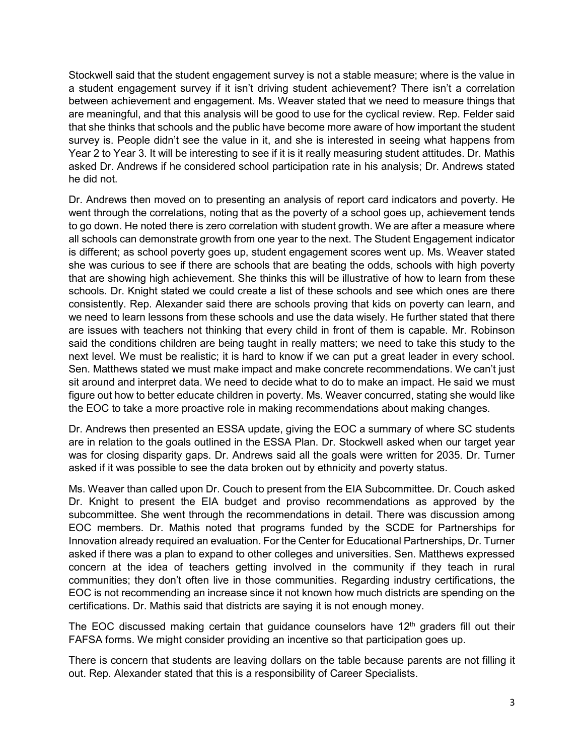Stockwell said that the student engagement survey is not a stable measure; where is the value in a student engagement survey if it isn't driving student achievement? There isn't a correlation between achievement and engagement. Ms. Weaver stated that we need to measure things that are meaningful, and that this analysis will be good to use for the cyclical review. Rep. Felder said that she thinks that schools and the public have become more aware of how important the student survey is. People didn't see the value in it, and she is interested in seeing what happens from Year 2 to Year 3. It will be interesting to see if it is it really measuring student attitudes. Dr. Mathis asked Dr. Andrews if he considered school participation rate in his analysis; Dr. Andrews stated he did not.

Dr. Andrews then moved on to presenting an analysis of report card indicators and poverty. He went through the correlations, noting that as the poverty of a school goes up, achievement tends to go down. He noted there is zero correlation with student growth. We are after a measure where all schools can demonstrate growth from one year to the next. The Student Engagement indicator is different; as school poverty goes up, student engagement scores went up. Ms. Weaver stated she was curious to see if there are schools that are beating the odds, schools with high poverty that are showing high achievement. She thinks this will be illustrative of how to learn from these schools. Dr. Knight stated we could create a list of these schools and see which ones are there consistently. Rep. Alexander said there are schools proving that kids on poverty can learn, and we need to learn lessons from these schools and use the data wisely. He further stated that there are issues with teachers not thinking that every child in front of them is capable. Mr. Robinson said the conditions children are being taught in really matters; we need to take this study to the next level. We must be realistic; it is hard to know if we can put a great leader in every school. Sen. Matthews stated we must make impact and make concrete recommendations. We can't just sit around and interpret data. We need to decide what to do to make an impact. He said we must figure out how to better educate children in poverty. Ms. Weaver concurred, stating she would like the EOC to take a more proactive role in making recommendations about making changes.

Dr. Andrews then presented an ESSA update, giving the EOC a summary of where SC students are in relation to the goals outlined in the ESSA Plan. Dr. Stockwell asked when our target year was for closing disparity gaps. Dr. Andrews said all the goals were written for 2035. Dr. Turner asked if it was possible to see the data broken out by ethnicity and poverty status.

Ms. Weaver than called upon Dr. Couch to present from the EIA Subcommittee. Dr. Couch asked Dr. Knight to present the EIA budget and proviso recommendations as approved by the subcommittee. She went through the recommendations in detail. There was discussion among EOC members. Dr. Mathis noted that programs funded by the SCDE for Partnerships for Innovation already required an evaluation. For the Center for Educational Partnerships, Dr. Turner asked if there was a plan to expand to other colleges and universities. Sen. Matthews expressed concern at the idea of teachers getting involved in the community if they teach in rural communities; they don't often live in those communities. Regarding industry certifications, the EOC is not recommending an increase since it not known how much districts are spending on the certifications. Dr. Mathis said that districts are saying it is not enough money.

The EOC discussed making certain that guidance counselors have 12th graders fill out their FAFSA forms. We might consider providing an incentive so that participation goes up.

There is concern that students are leaving dollars on the table because parents are not filling it out. Rep. Alexander stated that this is a responsibility of Career Specialists.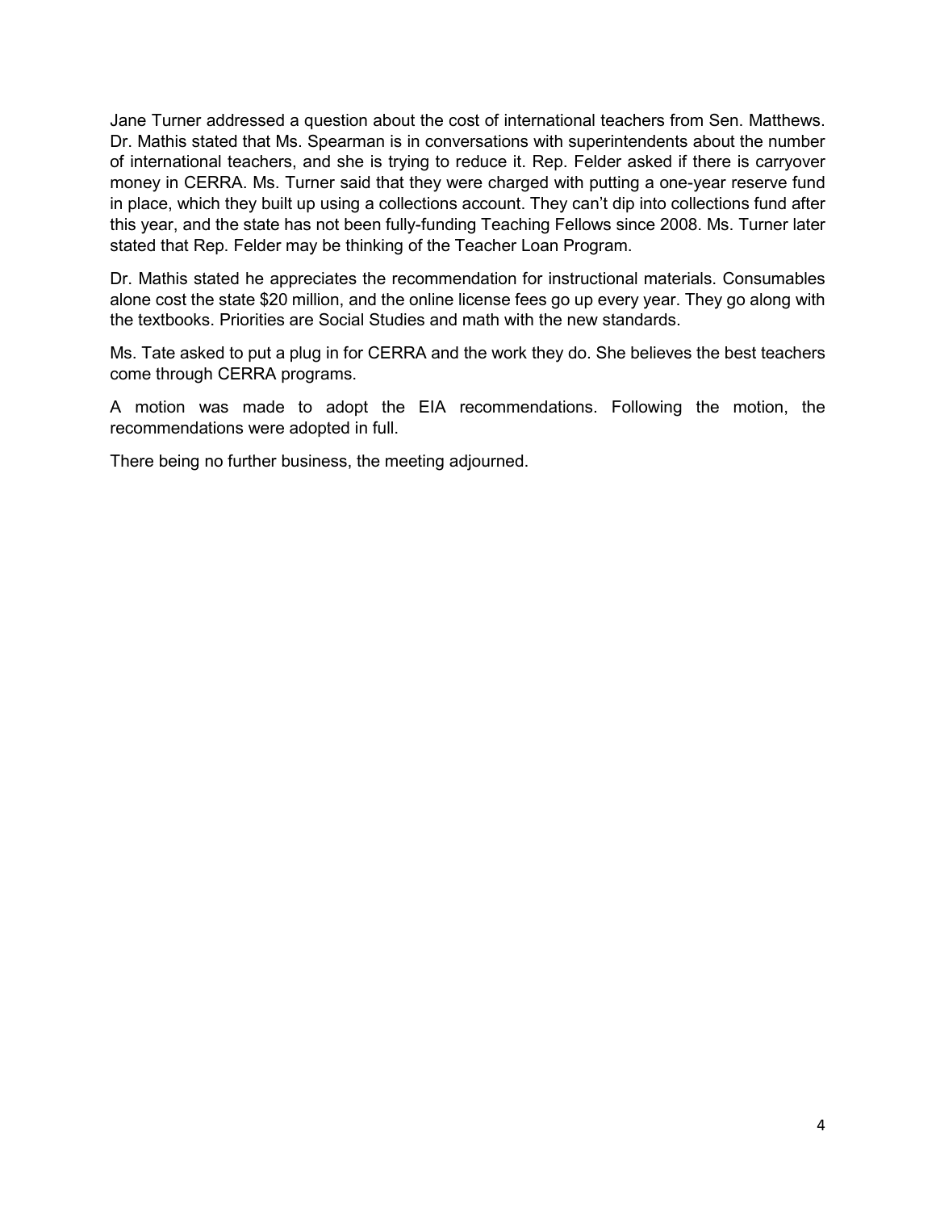Jane Turner addressed a question about the cost of international teachers from Sen. Matthews. Dr. Mathis stated that Ms. Spearman is in conversations with superintendents about the number of international teachers, and she is trying to reduce it. Rep. Felder asked if there is carryover money in CERRA. Ms. Turner said that they were charged with putting a one-year reserve fund in place, which they built up using a collections account. They can't dip into collections fund after this year, and the state has not been fully-funding Teaching Fellows since 2008. Ms. Turner later stated that Rep. Felder may be thinking of the Teacher Loan Program.

Dr. Mathis stated he appreciates the recommendation for instructional materials. Consumables alone cost the state $20 million, and the online license fees go up every year. They go along with the textbooks. Priorities are Social Studies and math with the new standards.

Ms. Tate asked to put a plug in for CERRA and the work they do. She believes the best teachers come through CERRA programs.

A motion was made to adopt the EIA recommendations. Following the motion, the recommendations were adopted in full.

There being no further business, the meeting adjourned.